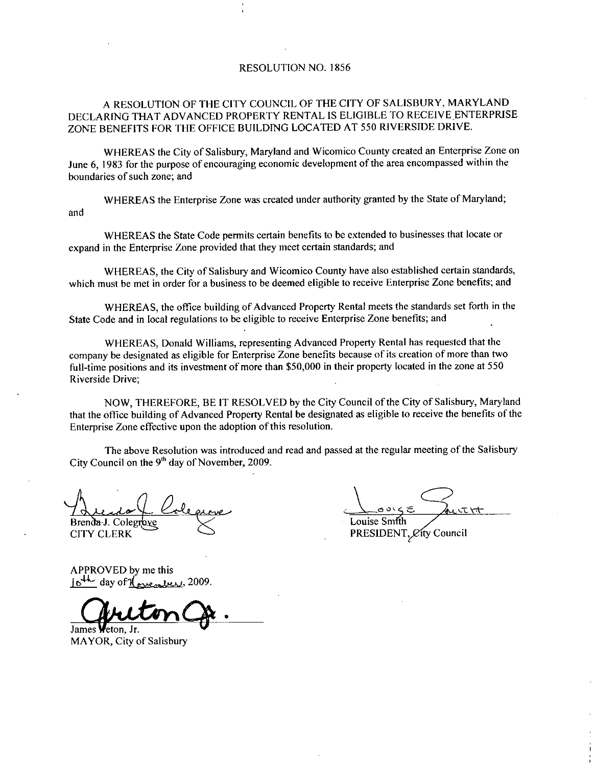# RESOLUTION NO. 1856

## A RESOLUTION OF THE CITY COUNCIL OF THE CITY OF SALISBURY, MARYLAND DECLARING THAT ADVANCED PROPERTY RENTAL IS ELIGIBLE TO RECEIVE ENTERPRISE ZONE BENEFITS FOR THE OFFICE BUILDING LOCATED AT 550 RIVERSIDE DRIVE.

WHEREAS the City of Salisbury, Maryland and Wicomico County created an Enterprise Zone on June 6, 1983 for the purpose of encouraging economic development of the area encompassed within the boundaries of such zone; and

WHEREAS the Enterprise Zone was created under authority granted by the State of Maryland; and

WHEREAS the State Code permits certain benefits to be extended to businesses that locate or expand in the Enterprise Zone provided that they meet certain standards; and

WHEREAS, the City of Salisbury and Wicomico County have also established certain standards, which must be met in order for a business to be deemed eligible to receive Enterprise Zone benefits; and

WHEREAS, the office building of Advanced Property Rental meets the standards set forth in the State Code and in local regulations to be eligible to receive Enterprise Zone benefits; and

WHEREAS, Donald Williams, representing Advanced Property Rental has requested that the company be designated as eligible for Enterprise Zone benefits because of its creation of more than two full-time positions and its investment of more than $50,000 in their property located in the zone at 550 Riverside Drive;

NOW, THEREFORE, BE IT RESOLVED by the City Council of the City of Salisbury, Maryland that the office building of Advanced Property Rental be designated as eligible to receive the benefits of the Enterprise Zone effective upon the adoption of this resolution.

The above Resolution was introduced and read and passed at the regular meeting of the Salisbury City Council on the 9th day of November, 2009.

Brenda J. Colegrove
CITY CLERK

Louise Smith
PRESIDENT, City Council

APPROVED by me this 10th day of November, 2009.

James Ireton, Jr.
MAYOR, City of Salisbury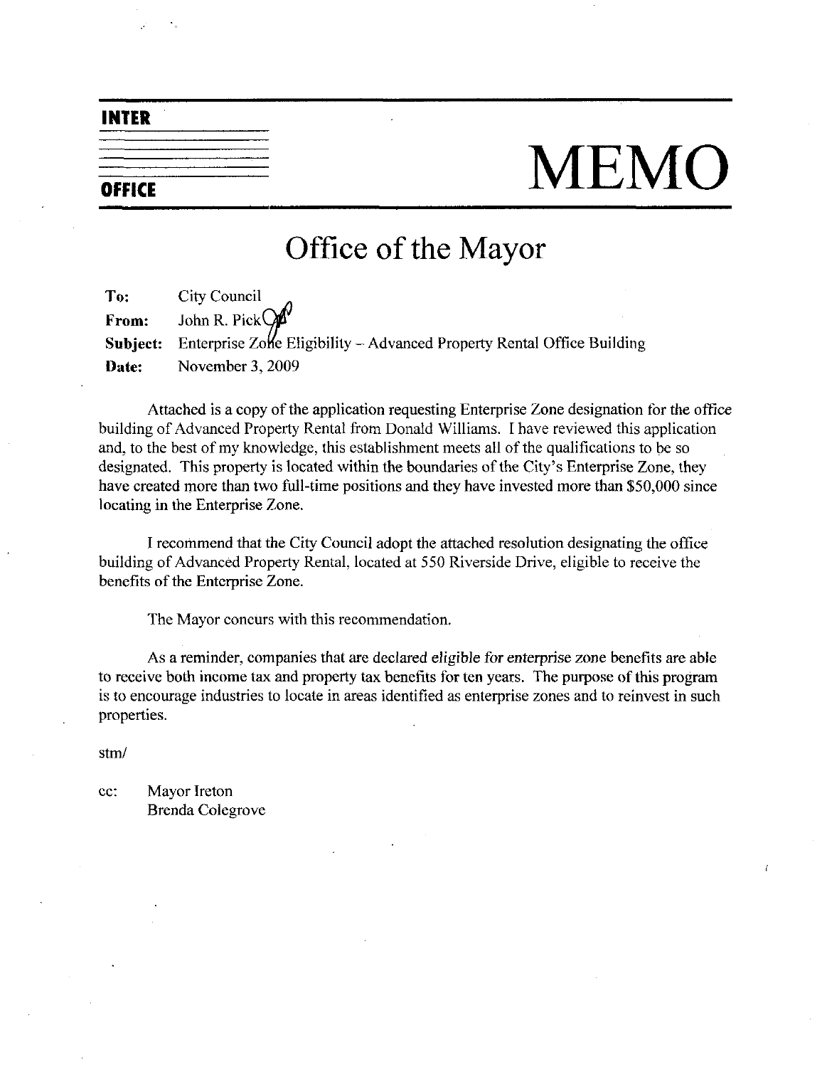**INTER**

**OFFICE**

# MEMO

## Office of the Mayor

**To:** City Council
**From:** John R. Pick
**Subject:** Enterprise Zone Eligibility – Advanced Property Rental Office Building
**Date:** November 3, 2009

Attached is a copy of the application requesting Enterprise Zone designation for the office building of Advanced Property Rental from Donald Williams. I have reviewed this application and, to the best of my knowledge, this establishment meets all of the qualifications to be so designated. This property is located within the boundaries of the City's Enterprise Zone, they have created more than two full-time positions and they have invested more than $50,000 since locating in the Enterprise Zone.

I recommend that the City Council adopt the attached resolution designating the office building of Advanced Property Rental, located at 550 Riverside Drive, eligible to receive the benefits of the Enterprise Zone.

The Mayor concurs with this recommendation.

As a reminder, companies that are declared eligible for enterprise zone benefits are able to receive both income tax and property tax benefits for ten years. The purpose of this program is to encourage industries to locate in areas identified as enterprise zones and to reinvest in such properties.

stm/

cc: Mayor Ireton
Brenda Colegrove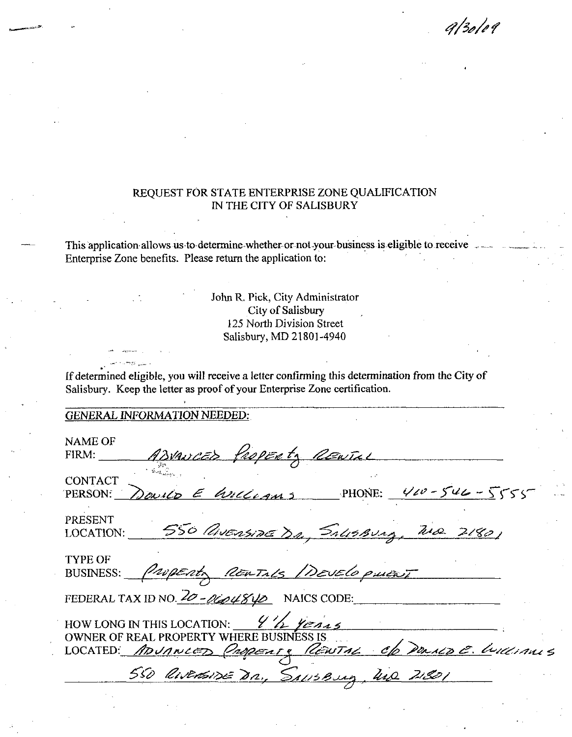9/30/09

# REQUEST FOR STATE ENTERPRISE ZONE QUALIFICATION IN THE CITY OF SALISBURY

This application allows us to determine whether or not your business is eligible to receive Enterprise Zone benefits. Please return the application to:

John R. Pick, City Administrator
City of Salisbury
125 North Division Street
Salisbury, MD 21801-4940

If determined eligible, you will receive a letter confirming this determination from the City of Salisbury. Keep the letter as proof of your Enterprise Zone certification.

## *GENERAL INFORMATION NEEDED:*

NAME OF FIRM: Advanced Property Rental

CONTACT PERSON: Donald E Williams PHONE: 410-546-5555

PRESENT LOCATION: 550 Riverside Dr, Salisbury, MD 21801

TYPE OF BUSINESS: Property Rentals / Development

FEDERAL TAX ID NO. 20-0604840 NAICS CODE: ____________

HOW LONG IN THIS LOCATION: 4 1/2 years

OWNER OF REAL PROPERTY WHERE BUSINESS IS LOCATED: Advanced Property Rental c/o Donald E. Williams
550 Riverside Dr, Salisbury, MD 21801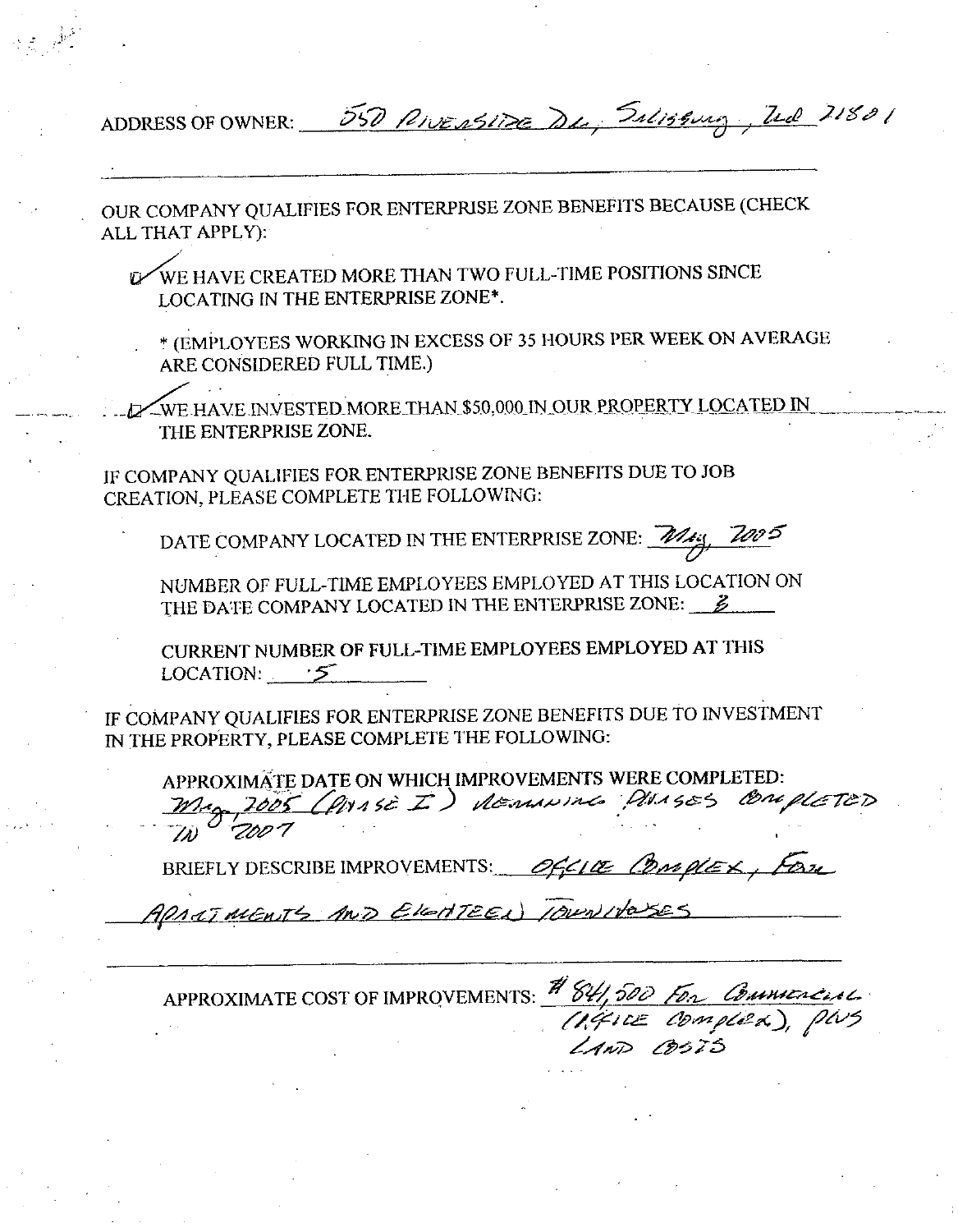ADDRESS OF OWNER: 550 Riverside Dr., Salisbury, Md 21801

OUR COMPANY QUALIFIES FOR ENTERPRISE ZONE BENEFITS BECAUSE (CHECK ALL THAT APPLY):

- [x] WE HAVE CREATED MORE THAN TWO FULL-TIME POSITIONS SINCE LOCATING IN THE ENTERPRISE ZONE*.

  * (EMPLOYEES WORKING IN EXCESS OF 35 HOURS PER WEEK ON AVERAGE ARE CONSIDERED FULL TIME.)

- [x] WE HAVE INVESTED MORE THAN $50,000 IN OUR PROPERTY LOCATED IN THE ENTERPRISE ZONE.

IF COMPANY QUALIFIES FOR ENTERPRISE ZONE BENEFITS DUE TO JOB CREATION, PLEASE COMPLETE THE FOLLOWING:

DATE COMPANY LOCATED IN THE ENTERPRISE ZONE: May, 2005

NUMBER OF FULL-TIME EMPLOYEES EMPLOYED AT THIS LOCATION ON THE DATE COMPANY LOCATED IN THE ENTERPRISE ZONE: 2

CURRENT NUMBER OF FULL-TIME EMPLOYEES EMPLOYED AT THIS LOCATION: 5

IF COMPANY QUALIFIES FOR ENTERPRISE ZONE BENEFITS DUE TO INVESTMENT IN THE PROPERTY, PLEASE COMPLETE THE FOLLOWING:

APPROXIMATE DATE ON WHICH IMPROVEMENTS WERE COMPLETED: May, 2005 (Phase I) Remaining phases completed in 2007

BRIEFLY DESCRIBE IMPROVEMENTS: Office Complex, Four Apartments and Eighteen Townhouses

APPROXIMATE COST OF IMPROVEMENTS: $841,500 for Commercial (Office Complex), plus Land Costs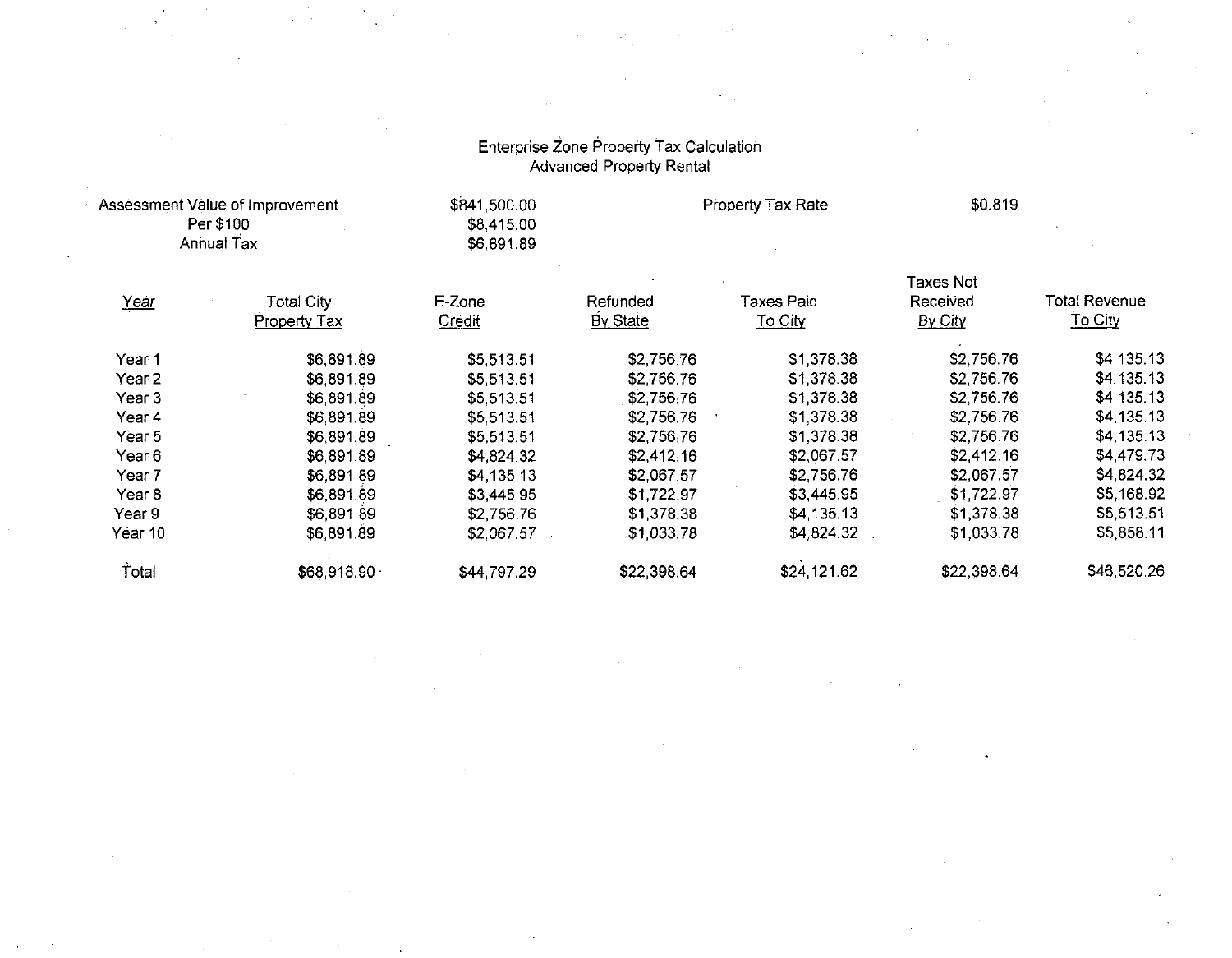# Enterprise Zone Property Tax Calculation
## Advanced Property Rental

| | | | |
|---|---|---|---|
| Assessment Value of Improvement | $841,500.00 | Property Tax Rate | $0.819 |
| Per $100 | $8,415.00 | | |
| Annual Tax | $6,891.89 | | |

| Year | Total City Property Tax | E-Zone Credit | Refunded By State | Taxes Paid To City | Taxes Not Received By City | Total Revenue To City |
|---|---|---|---|---|---|---|
| Year 1 | $6,891.89 | $5,513.51 | $2,756.76 | $1,378.38 | $2,756.76 | $4,135.13 |
| Year 2 | $6,891.89 | $5,513.51 | $2,756.76 | $1,378.38 | $2,756.76 | $4,135.13 |
| Year 3 | $6,891.89 | $5,513.51 | $2,756.76 | $1,378.38 | $2,756.76 | $4,135.13 |
| Year 4 | $6,891.89 | $5,513.51 | $2,756.76 | $1,378.38 | $2,756.76 | $4,135.13 |
| Year 5 | $6,891.89 | $5,513.51 | $2,756.76 | $1,378.38 | $2,756.76 | $4,135.13 |
| Year 6 | $6,891.89 | $4,824.32 | $2,412.16 | $2,067.57 | $2,412.16 | $4,479.73 |
| Year 7 | $6,891.89 | $4,135.13 | $2,067.57 | $2,756.76 | $2,067.57 | $4,824.32 |
| Year 8 | $6,891.89 | $3,445.95 | $1,722.97 | $3,445.95 | $1,722.97 | $5,168.92 |
| Year 9 | $6,891.89 | $2,756.76 | $1,378.38 | $4,135.13 | $1,378.38 | $5,513.51 |
| Year 10 | $6,891.89 | $2,067.57 | $1,033.78 | $4,824.32 | $1,033.78 | $5,858.11 |
| Total | $68,918.90 | $44,797.29 | $22,398.64 | $24,121.62 | $22,398.64 | $46,520.26 |